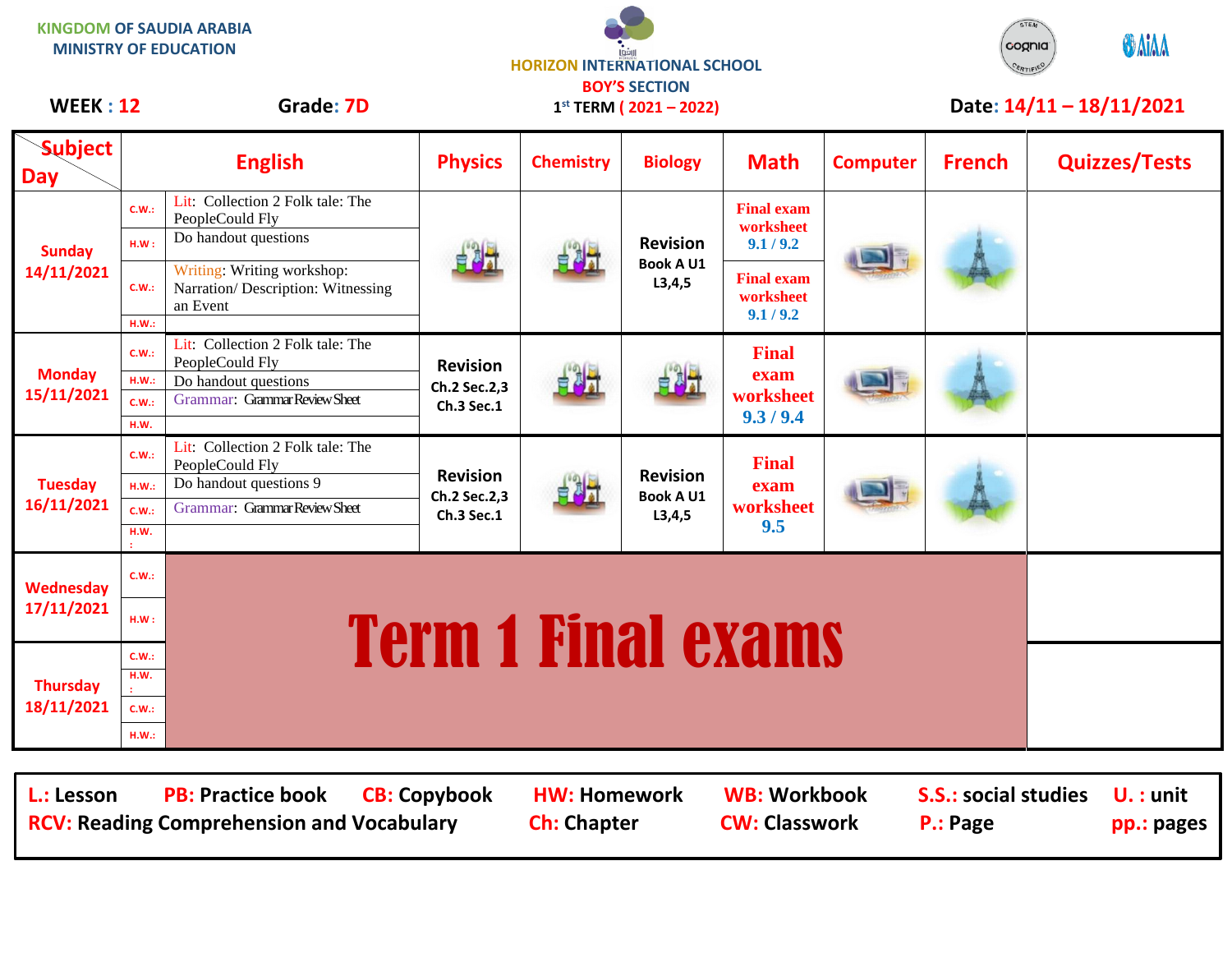KINGDOM OF SAUDIA ARABIA
MINISTRY OF EDUCATION

HORIZON INTERNATIONAL SCHOOL
BOY'S SECTION

**WEEK : 12** **Grade: 7D** 1st TERM ( 2021 – 2022) **Date: 14/11 – 18/11/2021**

| Day \ Subject | | English | Physics | Chemistry | Biology | Math | Computer | French | Quizzes/Tests |
|---|---|---|---|---|---|---|---|---|---|
| Sunday 14/11/2021 | C.W.: | Lit: Collection 2 Folk tale: The PeopleCould Fly | | | Revision Book A U1 L3,4,5 | Final exam worksheet 9.1 / 9.2 | | | |
| | H.W : | Do handout questions | | | | | | | |
| | C.W.: | Writing: Writing workshop: Narration/ Description: Witnessing an Event | | | | Final exam worksheet 9.1 / 9.2 | | | |
| | H.W.: | | | | | | | | |
| Monday 15/11/2021 | C.W.: | Lit: Collection 2 Folk tale: The PeopleCould Fly | Revision Ch.2 Sec.2,3 Ch.3 Sec.1 | | | Final exam worksheet 9.3 / 9.4 | | | |
| | H.W.: | Do handout questions | | | | | | | |
| | C.W.: | Grammar: Grammar Review Sheet | | | | | | | |
| | H.W. | | | | | | | | |
| Tuesday 16/11/2021 | C.W.: | Lit: Collection 2 Folk tale: The PeopleCould Fly | Revision Ch.2 Sec.2,3 Ch.3 Sec.1 | | Revision Book A U1 L3,4,5 | Final exam worksheet 9.5 | | | |
| | H.W.: | Do handout questions 9 | | | | | | | |
| | C.W.: | Grammar: Grammar Review Sheet | | | | | | | |
| | H.W.: | | | | | | | | |
| Wednesday 17/11/2021 | C.W.: | Term 1 Final exams | | | | | | | |
| | H.W : | | | | | | | | |
| Thursday 18/11/2021 | C.W.: | | | | | | | | |
| | H.W.: | | | | | | | | |
| | C.W.: | | | | | | | | |
| | H.W.: | | | | | | | | |

L.: Lesson PB: Practice book CB: Copybook HW: Homework WB: Workbook S.S.: social studies U. : unit
RCV: Reading Comprehension and Vocabulary Ch: Chapter CW: Classwork P.: Page pp.: pages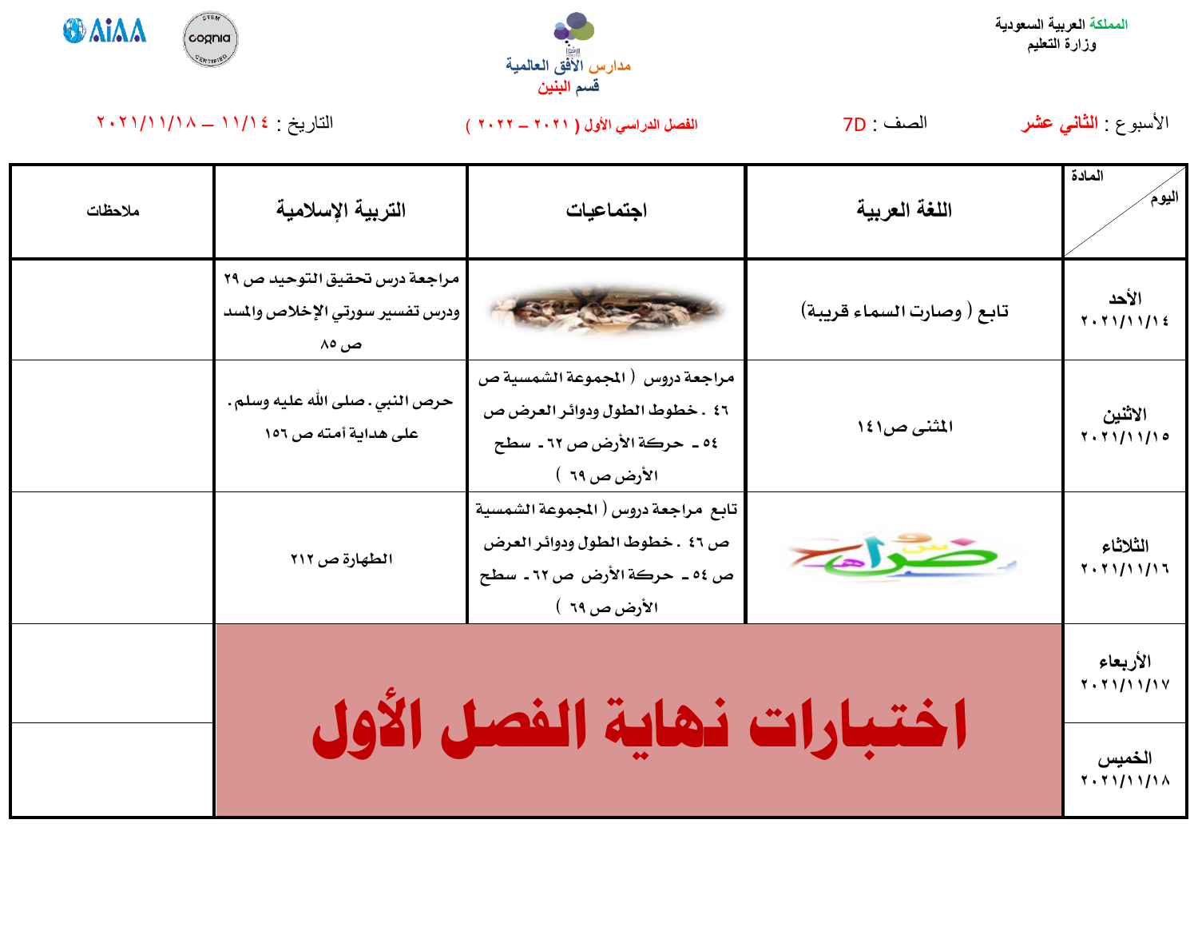المملكة العربية السعودية
وزارة التعليم

مدارس الأفق العالمية
قسم البنين

الأسبوع : الثاني عشر　　الصف : 7D　　الفصل الدراسي الأول ( ٢٠٢١ – ٢٠٢٢ )　　التاريخ : ١١/١٤ – ٢٠٢١/١١/١٨

| المادة / اليوم | اللغة العربية | اجتماعيات | التربية الإسلامية | ملاحظات |
|---|---|---|---|---|
| الأحد ٢٠٢١/١١/١٤ | تابع ( وصارت السماء قريبة) | | مراجعة درس تحقيق التوحيد ص ٢٩ ودرس تفسير سورتي الإخلاص والمسد ص ٨٥ | |
| الاثنين ٢٠٢١/١١/١٥ | المثنى ص١٤١ | مراجعة دروس ( المجموعة الشمسية ص ٤٦ . خطوط الطول ودوائر العرض ص ٥٤ - حركة الأرض ص ٦٢ - سطح الأرض ص ٦٩ ) | حرص النبي . صلى الله عليه وسلم . على هداية أمته ص ١٥٦ | |
| الثلاثاء ٢٠٢١/١١/١٦ | | تابع مراجعة دروس ( المجموعة الشمسية ص ٤٦ . خطوط الطول ودوائر العرض ص ٥٤ - حركة الأرض ص ٦٢ - سطح الأرض ص ٦٩ ) | الطهارة ص ٢١٢ | |
| الأربعاء ٢٠٢١/١١/١٧ | اختبارات نهاية الفصل الأول | | | |
| الخميس ٢٠٢١/١١/١٨ | | | | |